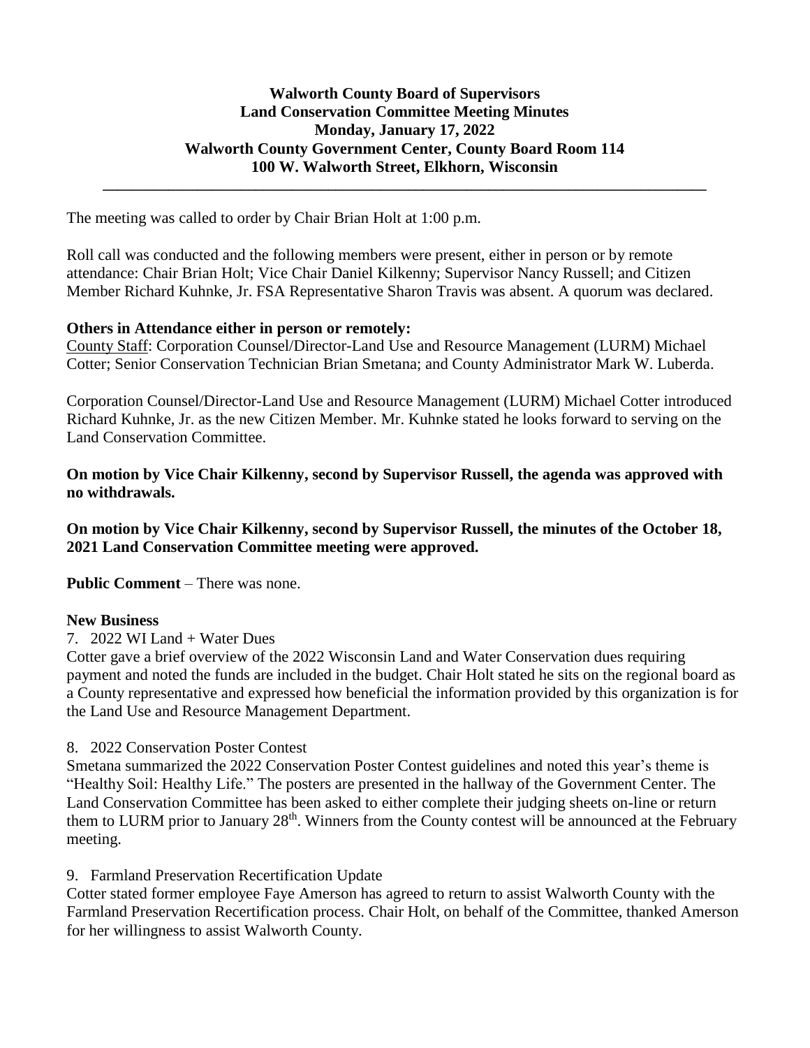**Walworth County Board of Supervisors**
**Land Conservation Committee Meeting Minutes**
**Monday, January 17, 2022**
**Walworth County Government Center, County Board Room 114**
**100 W. Walworth Street, Elkhorn, Wisconsin**

---

The meeting was called to order by Chair Brian Holt at 1:00 p.m.

Roll call was conducted and the following members were present, either in person or by remote attendance: Chair Brian Holt; Vice Chair Daniel Kilkenny; Supervisor Nancy Russell; and Citizen Member Richard Kuhnke, Jr. FSA Representative Sharon Travis was absent. A quorum was declared.

**Others in Attendance either in person or remotely:**
County Staff: Corporation Counsel/Director-Land Use and Resource Management (LURM) Michael Cotter; Senior Conservation Technician Brian Smetana; and County Administrator Mark W. Luberda.

Corporation Counsel/Director-Land Use and Resource Management (LURM) Michael Cotter introduced Richard Kuhnke, Jr. as the new Citizen Member. Mr. Kuhnke stated he looks forward to serving on the Land Conservation Committee.

**On motion by Vice Chair Kilkenny, second by Supervisor Russell, the agenda was approved with no withdrawals.**

**On motion by Vice Chair Kilkenny, second by Supervisor Russell, the minutes of the October 18, 2021 Land Conservation Committee meeting were approved.**

**Public Comment** – There was none.

**New Business**

7. 2022 WI Land + Water Dues

Cotter gave a brief overview of the 2022 Wisconsin Land and Water Conservation dues requiring payment and noted the funds are included in the budget. Chair Holt stated he sits on the regional board as a County representative and expressed how beneficial the information provided by this organization is for the Land Use and Resource Management Department.

8. 2022 Conservation Poster Contest

Smetana summarized the 2022 Conservation Poster Contest guidelines and noted this year's theme is "Healthy Soil: Healthy Life." The posters are presented in the hallway of the Government Center. The Land Conservation Committee has been asked to either complete their judging sheets on-line or return them to LURM prior to January 28th. Winners from the County contest will be announced at the February meeting.

9. Farmland Preservation Recertification Update

Cotter stated former employee Faye Amerson has agreed to return to assist Walworth County with the Farmland Preservation Recertification process. Chair Holt, on behalf of the Committee, thanked Amerson for her willingness to assist Walworth County.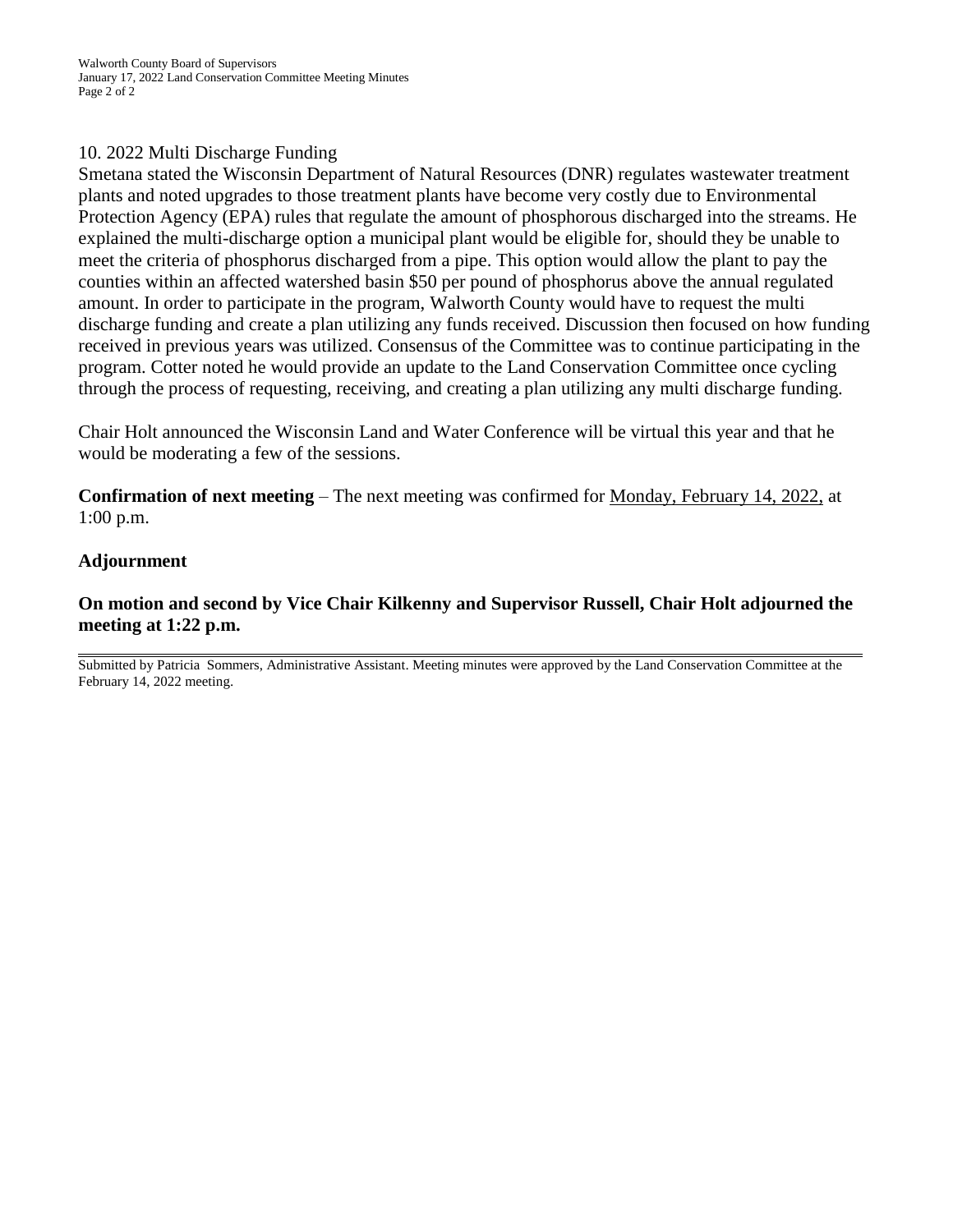10. 2022 Multi Discharge Funding

Smetana stated the Wisconsin Department of Natural Resources (DNR) regulates wastewater treatment plants and noted upgrades to those treatment plants have become very costly due to Environmental Protection Agency (EPA) rules that regulate the amount of phosphorous discharged into the streams. He explained the multi-discharge option a municipal plant would be eligible for, should they be unable to meet the criteria of phosphorus discharged from a pipe. This option would allow the plant to pay the counties within an affected watershed basin $50 per pound of phosphorus above the annual regulated amount. In order to participate in the program, Walworth County would have to request the multi discharge funding and create a plan utilizing any funds received. Discussion then focused on how funding received in previous years was utilized. Consensus of the Committee was to continue participating in the program. Cotter noted he would provide an update to the Land Conservation Committee once cycling through the process of requesting, receiving, and creating a plan utilizing any multi discharge funding.

Chair Holt announced the Wisconsin Land and Water Conference will be virtual this year and that he would be moderating a few of the sessions.

**Confirmation of next meeting** – The next meeting was confirmed for Monday, February 14, 2022, at 1:00 p.m.

**Adjournment**

**On motion and second by Vice Chair Kilkenny and Supervisor Russell, Chair Holt adjourned the meeting at 1:22 p.m.**

---

Submitted by Patricia Sommers, Administrative Assistant. Meeting minutes were approved by the Land Conservation Committee at the February 14, 2022 meeting.